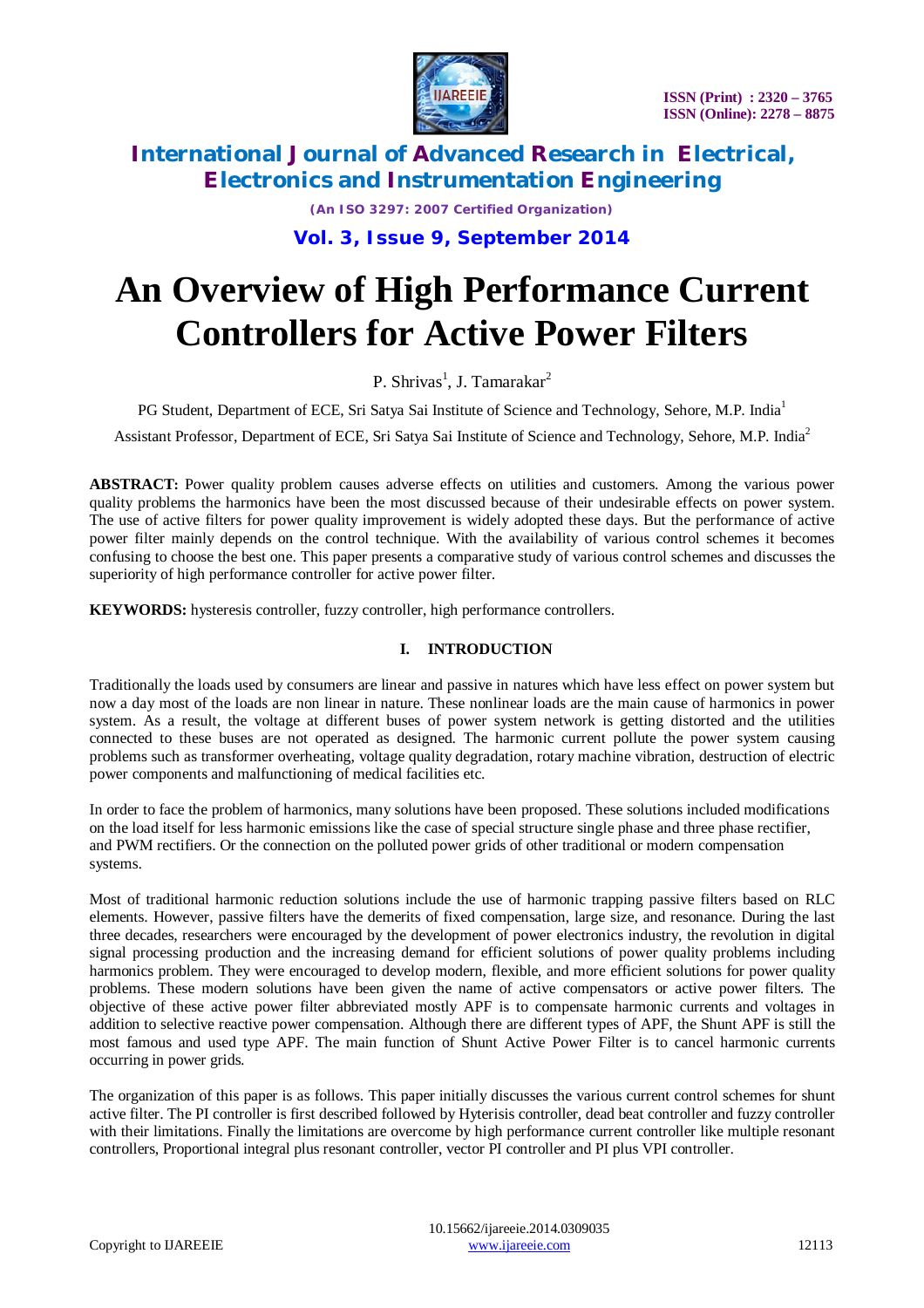# An Overview of High Performance Current Controllers for Active Power Filters

P. Shrivas[1], J. Tamarakar[2]

PG Student, Department of ECE, Sri Satya Sai Institute of Science and Technology, Sehore, M.P. India[1]

Assistant Professor, Department of ECE, Sri Satya Sai Institute of Science and Technology, Sehore, M.P. India[2]

**ABSTRACT:** Power quality problem causes adverse effects on utilities and customers. Among the various power quality problems the harmonics have been the most discussed because of their undesirable effects on power system. The use of active filters for power quality improvement is widely adopted these days. But the performance of active power filter mainly depends on the control technique. With the availability of various control schemes it becomes confusing to choose the best one. This paper presents a comparative study of various control schemes and discusses the superiority of high performance controller for active power filter.

**KEYWORDS:** hysteresis controller, fuzzy controller, high performance controllers.

## I. INTRODUCTION

Traditionally the loads used by consumers are linear and passive in natures which have less effect on power system but now a day most of the loads are non linear in nature. These nonlinear loads are the main cause of harmonics in power system. As a result, the voltage at different buses of power system network is getting distorted and the utilities connected to these buses are not operated as designed. The harmonic current pollute the power system causing problems such as transformer overheating, voltage quality degradation, rotary machine vibration, destruction of electric power components and malfunctioning of medical facilities etc.

In order to face the problem of harmonics, many solutions have been proposed. These solutions included modifications on the load itself for less harmonic emissions like the case of special structure single phase and three phase rectifier, and PWM rectifiers. Or the connection on the polluted power grids of other traditional or modern compensation systems.

Most of traditional harmonic reduction solutions include the use of harmonic trapping passive filters based on RLC elements. However, passive filters have the demerits of fixed compensation, large size, and resonance. During the last three decades, researchers were encouraged by the development of power electronics industry, the revolution in digital signal processing production and the increasing demand for efficient solutions of power quality problems including harmonics problem. They were encouraged to develop modern, flexible, and more efficient solutions for power quality problems. These modern solutions have been given the name of active compensators or active power filters. The objective of these active power filter abbreviated mostly APF is to compensate harmonic currents and voltages in addition to selective reactive power compensation. Although there are different types of APF, the Shunt APF is still the most famous and used type APF. The main function of Shunt Active Power Filter is to cancel harmonic currents occurring in power grids.

The organization of this paper is as follows. This paper initially discusses the various current control schemes for shunt active filter. The PI controller is first described followed by Hyterisis controller, dead beat controller and fuzzy controller with their limitations. Finally the limitations are overcome by high performance current controller like multiple resonant controllers, Proportional integral plus resonant controller, vector PI controller and PI plus VPI controller.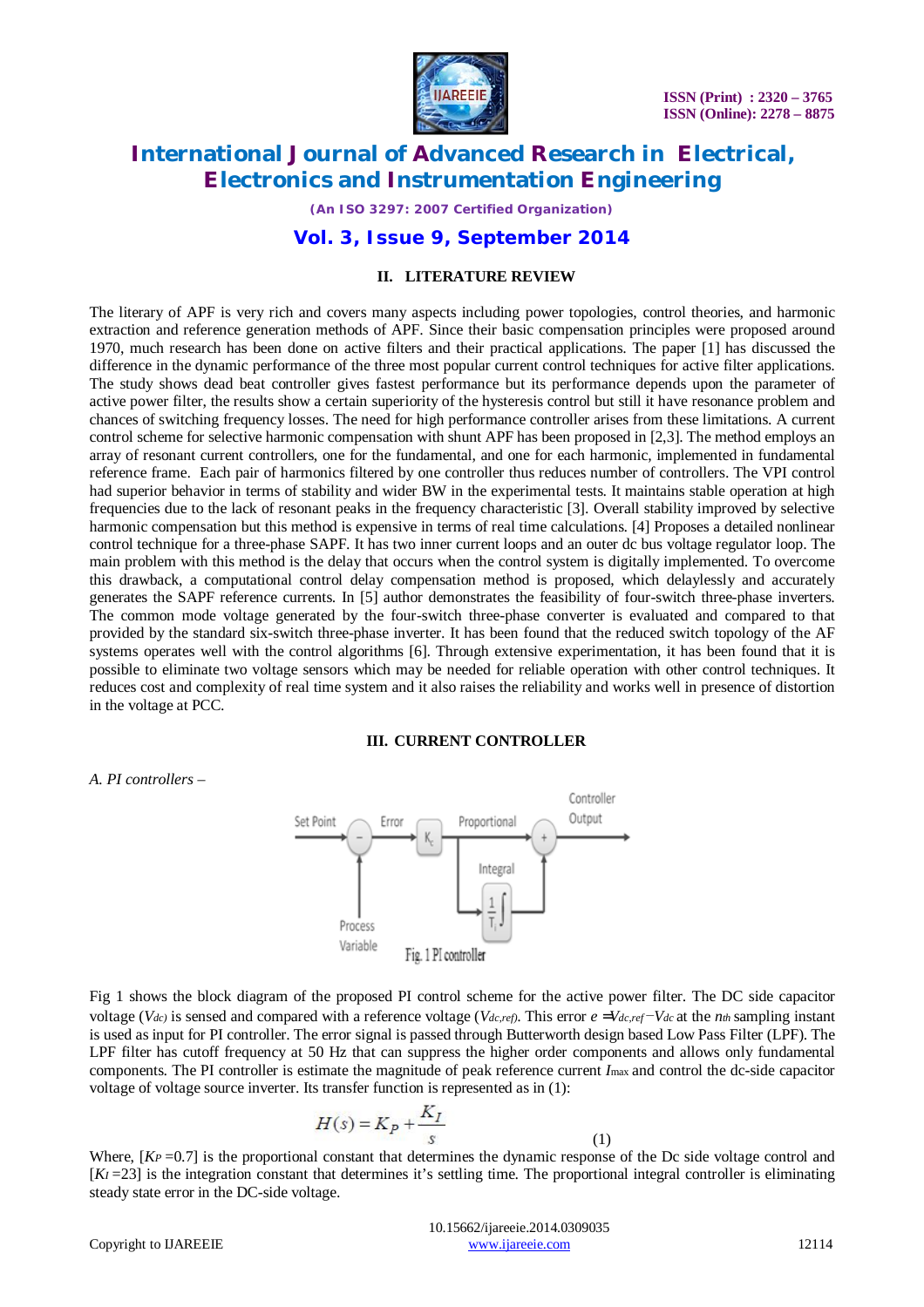## II. LITERATURE REVIEW

The literary of APF is very rich and covers many aspects including power topologies, control theories, and harmonic extraction and reference generation methods of APF. Since their basic compensation principles were proposed around 1970, much research has been done on active filters and their practical applications. The paper [1] has discussed the difference in the dynamic performance of the three most popular current control techniques for active filter applications. The study shows dead beat controller gives fastest performance but its performance depends upon the parameter of active power filter, the results show a certain superiority of the hysteresis control but still it have resonance problem and chances of switching frequency losses. The need for high performance controller arises from these limitations. A current control scheme for selective harmonic compensation with shunt APF has been proposed in [2,3]. The method employs an array of resonant current controllers, one for the fundamental, and one for each harmonic, implemented in fundamental reference frame. Each pair of harmonics filtered by one controller thus reduces number of controllers. The VPI control had superior behavior in terms of stability and wider BW in the experimental tests. It maintains stable operation at high frequencies due to the lack of resonant peaks in the frequency characteristic [3]. Overall stability improved by selective harmonic compensation but this method is expensive in terms of real time calculations. [4] Proposes a detailed nonlinear control technique for a three-phase SAPF. It has two inner current loops and an outer dc bus voltage regulator loop. The main problem with this method is the delay that occurs when the control system is digitally implemented. To overcome this drawback, a computational control delay compensation method is proposed, which delaylessly and accurately generates the SAPF reference currents. In [5] author demonstrates the feasibility of four-switch three-phase inverters. The common mode voltage generated by the four-switch three-phase converter is evaluated and compared to that provided by the standard six-switch three-phase inverter. It has been found that the reduced switch topology of the AF systems operates well with the control algorithms [6]. Through extensive experimentation, it has been found that it is possible to eliminate two voltage sensors which may be needed for reliable operation with other control techniques. It reduces cost and complexity of real time system and it also raises the reliability and works well in presence of distortion in the voltage at PCC.

## III. CURRENT CONTROLLER

*A. PI controllers –*

Set Point, Error, $K_c$, Proportional, Integral, $\frac{1}{T_i}\int$, Controller Output, Process Variable

Fig. 1 PI controller

Fig 1 shows the block diagram of the proposed PI control scheme for the active power filter. The DC side capacitor voltage ($V_{dc}$) is sensed and compared with a reference voltage ($V_{dc,ref}$). This error $e = V_{dc,ref} - V_{dc}$ at the $n_{th}$ sampling instant is used as input for PI controller. The error signal is passed through Butterworth design based Low Pass Filter (LPF). The LPF filter has cutoff frequency at 50 Hz that can suppress the higher order components and allows only fundamental components. The PI controller is estimate the magnitude of peak reference current $I_{max}$ and control the dc-side capacitor voltage of voltage source inverter. Its transfer function is represented as in (1):

$$H(s) = K_P + \frac{K_I}{s} \tag{1}$$

Where, [$K_P$ =0.7] is the proportional constant that determines the dynamic response of the Dc side voltage control and [$K_I$ =23] is the integration constant that determines it's settling time. The proportional integral controller is eliminating steady state error in the DC-side voltage.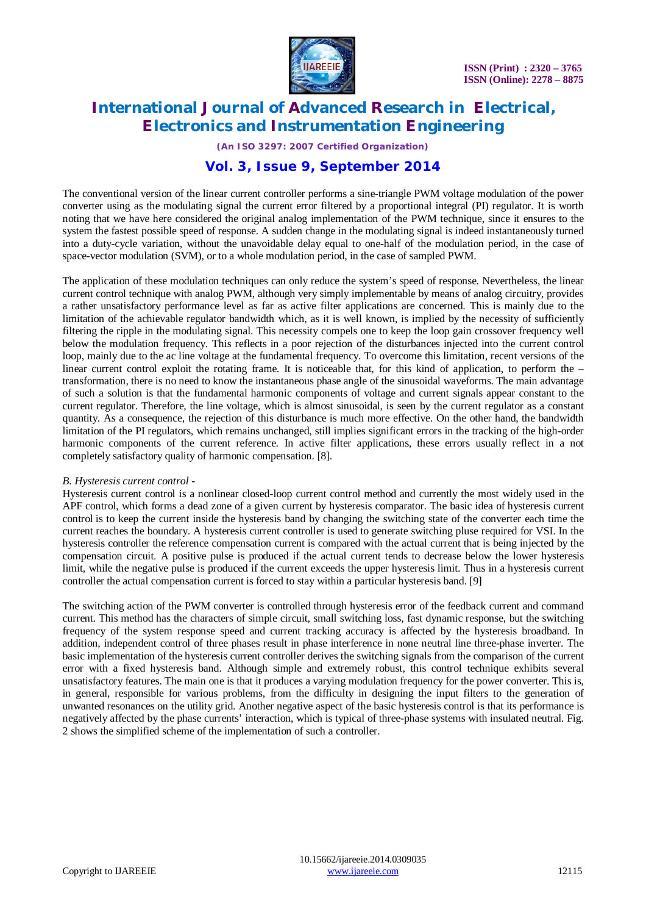The conventional version of the linear current controller performs a sine-triangle PWM voltage modulation of the power converter using as the modulating signal the current error filtered by a proportional integral (PI) regulator. It is worth noting that we have here considered the original analog implementation of the PWM technique, since it ensures to the system the fastest possible speed of response. A sudden change in the modulating signal is indeed instantaneously turned into a duty-cycle variation, without the unavoidable delay equal to one-half of the modulation period, in the case of space-vector modulation (SVM), or to a whole modulation period, in the case of sampled PWM.

The application of these modulation techniques can only reduce the system's speed of response. Nevertheless, the linear current control technique with analog PWM, although very simply implementable by means of analog circuitry, provides a rather unsatisfactory performance level as far as active filter applications are concerned. This is mainly due to the limitation of the achievable regulator bandwidth which, as it is well known, is implied by the necessity of sufficiently filtering the ripple in the modulating signal. This necessity compels one to keep the loop gain crossover frequency well below the modulation frequency. This reflects in a poor rejection of the disturbances injected into the current control loop, mainly due to the ac line voltage at the fundamental frequency. To overcome this limitation, recent versions of the linear current control exploit the rotating frame. It is noticeable that, for this kind of application, to perform the – transformation, there is no need to know the instantaneous phase angle of the sinusoidal waveforms. The main advantage of such a solution is that the fundamental harmonic components of voltage and current signals appear constant to the current regulator. Therefore, the line voltage, which is almost sinusoidal, is seen by the current regulator as a constant quantity. As a consequence, the rejection of this disturbance is much more effective. On the other hand, the bandwidth limitation of the PI regulators, which remains unchanged, still implies significant errors in the tracking of the high-order harmonic components of the current reference. In active filter applications, these errors usually reflect in a not completely satisfactory quality of harmonic compensation. [8].

*B. Hysteresis current control -*

Hysteresis current control is a nonlinear closed-loop current control method and currently the most widely used in the APF control, which forms a dead zone of a given current by hysteresis comparator. The basic idea of hysteresis current control is to keep the current inside the hysteresis band by changing the switching state of the converter each time the current reaches the boundary. A hysteresis current controller is used to generate switching pluse required for VSI. In the hysteresis controller the reference compensation current is compared with the actual current that is being injected by the compensation circuit. A positive pulse is produced if the actual current tends to decrease below the lower hysteresis limit, while the negative pulse is produced if the current exceeds the upper hysteresis limit. Thus in a hysteresis current controller the actual compensation current is forced to stay within a particular hysteresis band. [9]

The switching action of the PWM converter is controlled through hysteresis error of the feedback current and command current. This method has the characters of simple circuit, small switching loss, fast dynamic response, but the switching frequency of the system response speed and current tracking accuracy is affected by the hysteresis broadband. In addition, independent control of three phases result in phase interference in none neutral line three-phase inverter. The basic implementation of the hysteresis current controller derives the switching signals from the comparison of the current error with a fixed hysteresis band. Although simple and extremely robust, this control technique exhibits several unsatisfactory features. The main one is that it produces a varying modulation frequency for the power converter. This is, in general, responsible for various problems, from the difficulty in designing the input filters to the generation of unwanted resonances on the utility grid. Another negative aspect of the basic hysteresis control is that its performance is negatively affected by the phase currents' interaction, which is typical of three-phase systems with insulated neutral. Fig. 2 shows the simplified scheme of the implementation of such a controller.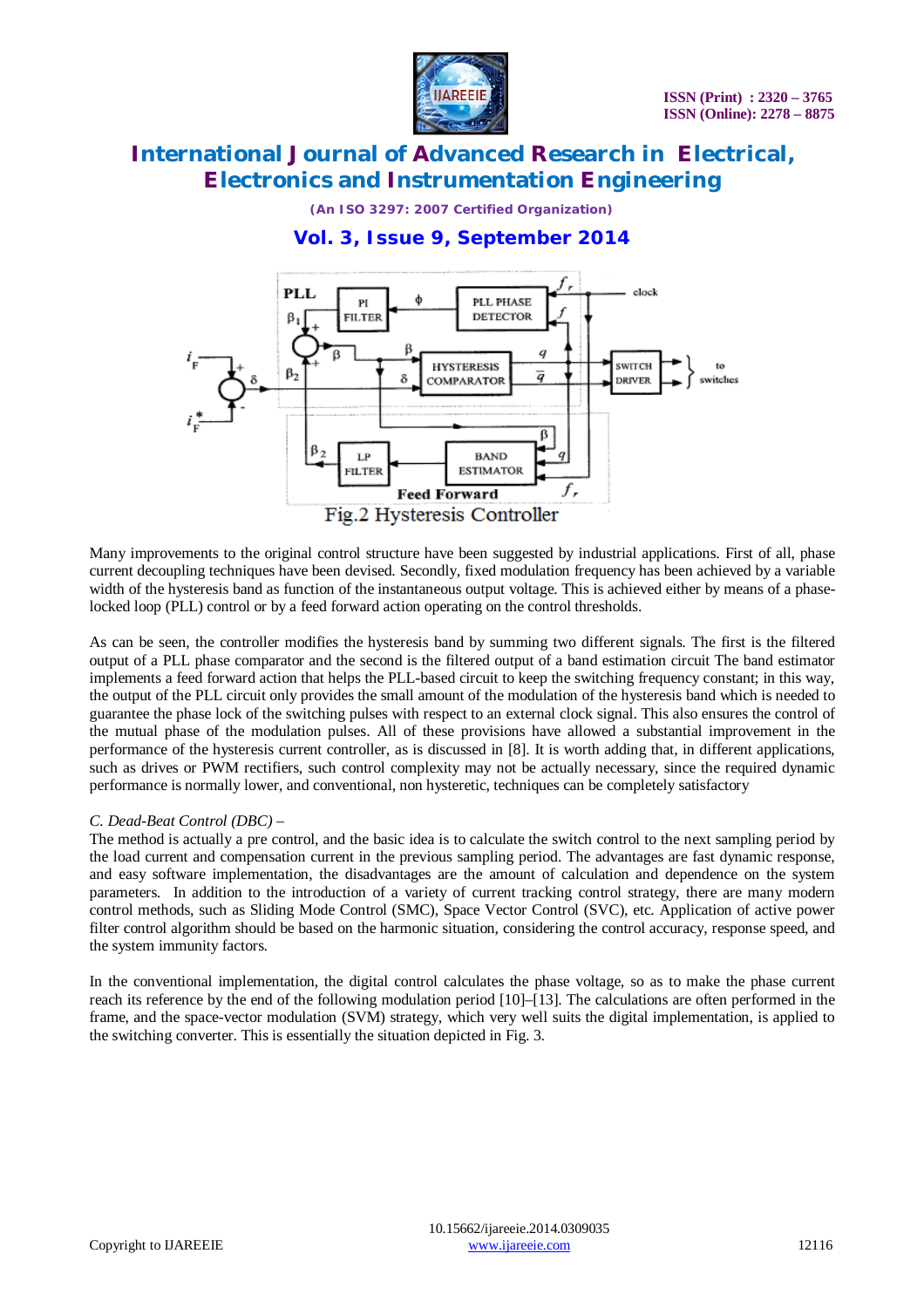Fig.2 Hysteresis Controller

Many improvements to the original control structure have been suggested by industrial applications. First of all, phase current decoupling techniques have been devised. Secondly, fixed modulation frequency has been achieved by a variable width of the hysteresis band as function of the instantaneous output voltage. This is achieved either by means of a phase-locked loop (PLL) control or by a feed forward action operating on the control thresholds.

As can be seen, the controller modifies the hysteresis band by summing two different signals. The first is the filtered output of a PLL phase comparator and the second is the filtered output of a band estimation circuit The band estimator implements a feed forward action that helps the PLL-based circuit to keep the switching frequency constant; in this way, the output of the PLL circuit only provides the small amount of the modulation of the hysteresis band which is needed to guarantee the phase lock of the switching pulses with respect to an external clock signal. This also ensures the control of the mutual phase of the modulation pulses. All of these provisions have allowed a substantial improvement in the performance of the hysteresis current controller, as is discussed in [8]. It is worth adding that, in different applications, such as drives or PWM rectifiers, such control complexity may not be actually necessary, since the required dynamic performance is normally lower, and conventional, non hysteretic, techniques can be completely satisfactory

*C. Dead-Beat Control (DBC) –*

The method is actually a pre control, and the basic idea is to calculate the switch control to the next sampling period by the load current and compensation current in the previous sampling period. The advantages are fast dynamic response, and easy software implementation, the disadvantages are the amount of calculation and dependence on the system parameters. In addition to the introduction of a variety of current tracking control strategy, there are many modern control methods, such as Sliding Mode Control (SMC), Space Vector Control (SVC), etc. Application of active power filter control algorithm should be based on the harmonic situation, considering the control accuracy, response speed, and the system immunity factors.

In the conventional implementation, the digital control calculates the phase voltage, so as to make the phase current reach its reference by the end of the following modulation period [10]–[13]. The calculations are often performed in the frame, and the space-vector modulation (SVM) strategy, which very well suits the digital implementation, is applied to the switching converter. This is essentially the situation depicted in Fig. 3.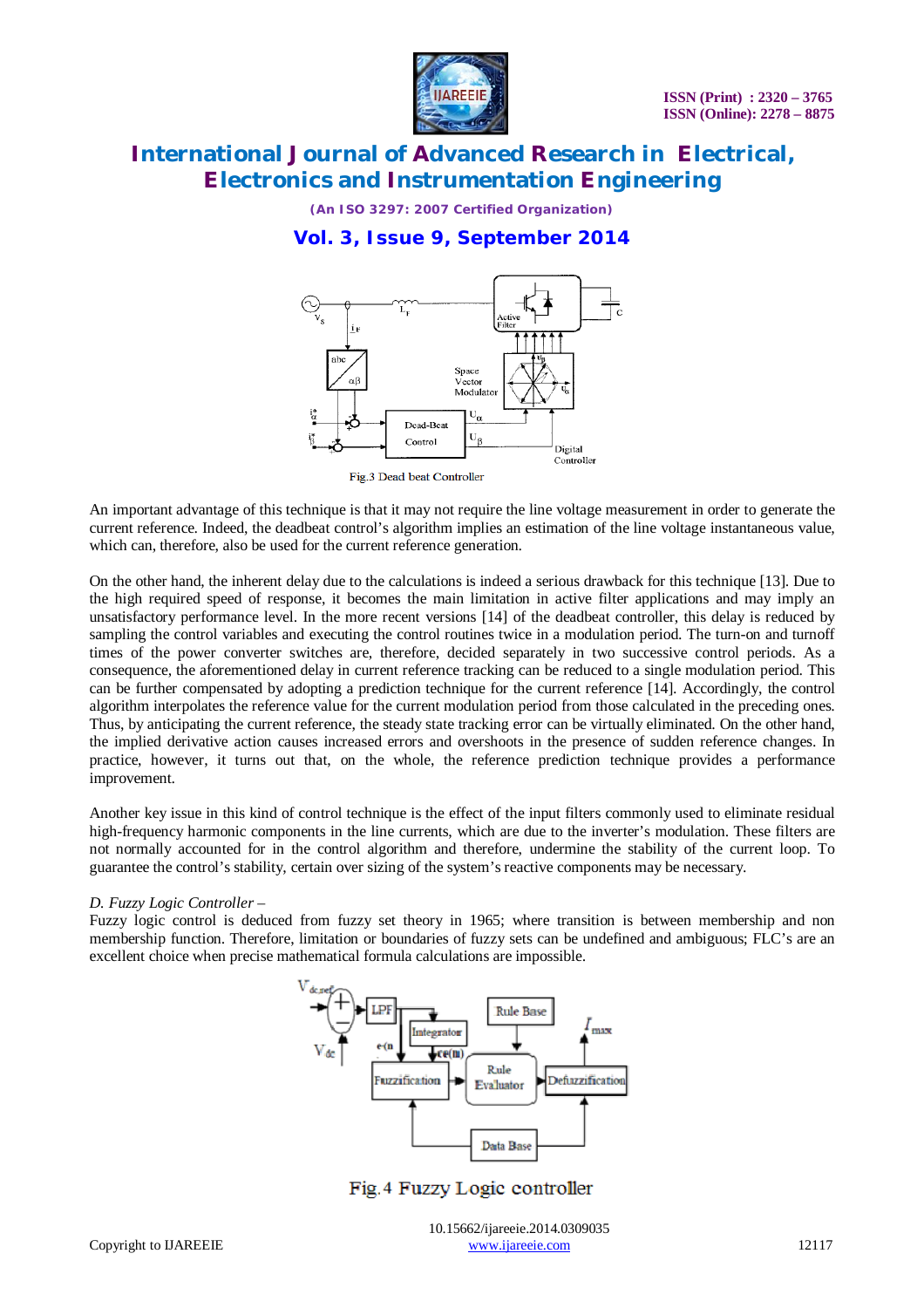Fig.3 Dead beat Controller

An important advantage of this technique is that it may not require the line voltage measurement in order to generate the current reference. Indeed, the deadbeat control's algorithm implies an estimation of the line voltage instantaneous value, which can, therefore, also be used for the current reference generation.

On the other hand, the inherent delay due to the calculations is indeed a serious drawback for this technique [13]. Due to the high required speed of response, it becomes the main limitation in active filter applications and may imply an unsatisfactory performance level. In the more recent versions [14] of the deadbeat controller, this delay is reduced by sampling the control variables and executing the control routines twice in a modulation period. The turn-on and turnoff times of the power converter switches are, therefore, decided separately in two successive control periods. As a consequence, the aforementioned delay in current reference tracking can be reduced to a single modulation period. This can be further compensated by adopting a prediction technique for the current reference [14]. Accordingly, the control algorithm interpolates the reference value for the current modulation period from those calculated in the preceding ones. Thus, by anticipating the current reference, the steady state tracking error can be virtually eliminated. On the other hand, the implied derivative action causes increased errors and overshoots in the presence of sudden reference changes. In practice, however, it turns out that, on the whole, the reference prediction technique provides a performance improvement.

Another key issue in this kind of control technique is the effect of the input filters commonly used to eliminate residual high-frequency harmonic components in the line currents, which are due to the inverter's modulation. These filters are not normally accounted for in the control algorithm and therefore, undermine the stability of the current loop. To guarantee the control's stability, certain over sizing of the system's reactive components may be necessary.

*D. Fuzzy Logic Controller –*

Fuzzy logic control is deduced from fuzzy set theory in 1965; where transition is between membership and non membership function. Therefore, limitation or boundaries of fuzzy sets can be undefined and ambiguous; FLC's are an excellent choice when precise mathematical formula calculations are impossible.

Fig.4 Fuzzy Logic controller

10.15662/ijareeie.2014.0309035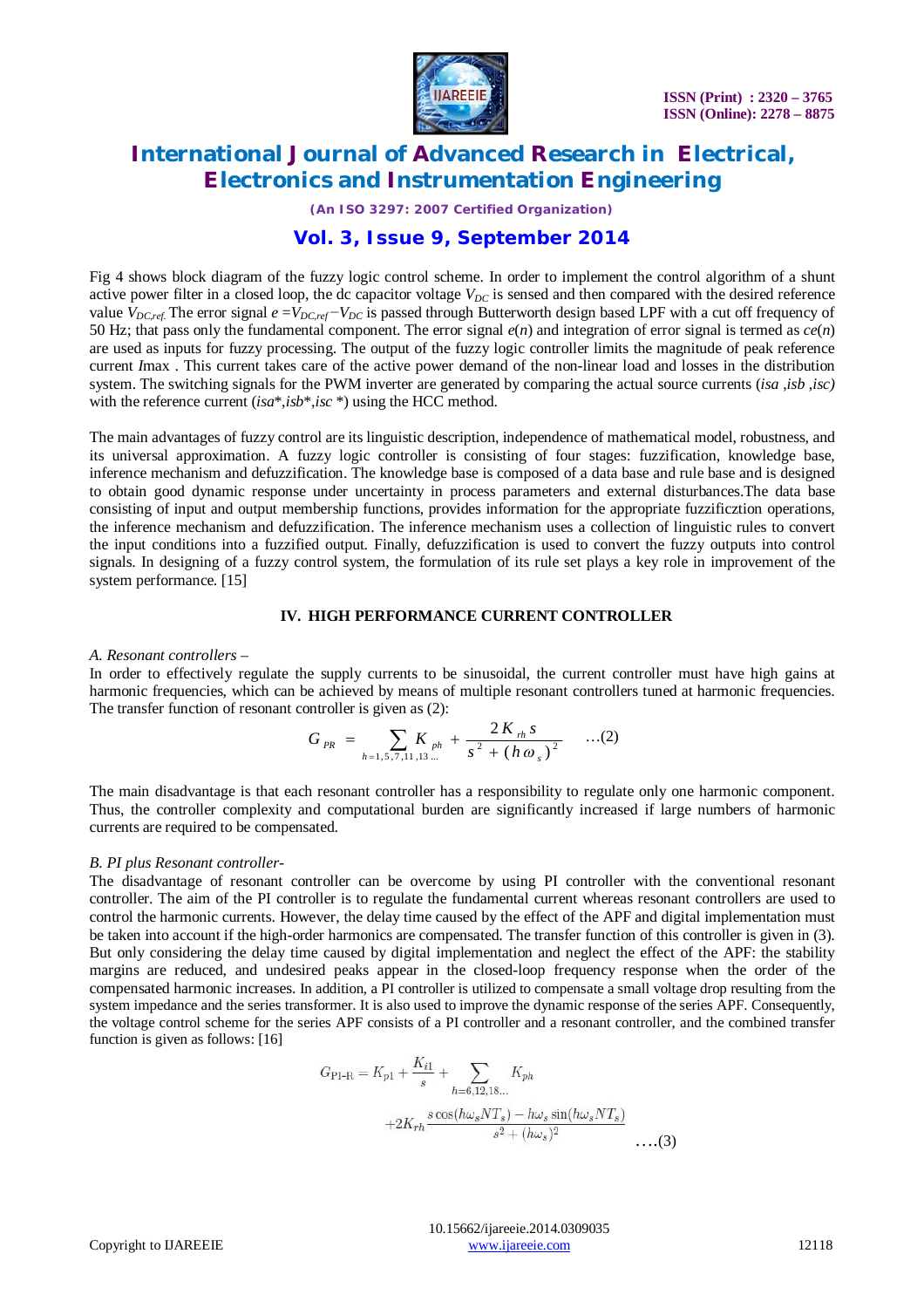Fig 4 shows block diagram of the fuzzy logic control scheme. In order to implement the control algorithm of a shunt active power filter in a closed loop, the dc capacitor voltage $V_{DC}$ is sensed and then compared with the desired reference value $V_{DC,ref.}$ The error signal $e = V_{DC,ref} - V_{DC}$ is passed through Butterworth design based LPF with a cut off frequency of 50 Hz; that pass only the fundamental component. The error signal $e(n)$ and integration of error signal is termed as $ce(n)$ are used as inputs for fuzzy processing. The output of the fuzzy logic controller limits the magnitude of peak reference current *I*max . This current takes care of the active power demand of the non-linear load and losses in the distribution system. The switching signals for the PWM inverter are generated by comparing the actual source currents (*isa ,isb ,isc)* with the reference current (*isa*\*,*isb*\*,*isc* \*) using the HCC method.

The main advantages of fuzzy control are its linguistic description, independence of mathematical model, robustness, and its universal approximation. A fuzzy logic controller is consisting of four stages: fuzzification, knowledge base, inference mechanism and defuzzification. The knowledge base is composed of a data base and rule base and is designed to obtain good dynamic response under uncertainty in process parameters and external disturbances.The data base consisting of input and output membership functions, provides information for the appropriate fuzzificztion operations, the inference mechanism and defuzzification. The inference mechanism uses a collection of linguistic rules to convert the input conditions into a fuzzified output. Finally, defuzzification is used to convert the fuzzy outputs into control signals. In designing of a fuzzy control system, the formulation of its rule set plays a key role in improvement of the system performance. [15]

## IV. HIGH PERFORMANCE CURRENT CONTROLLER

*A. Resonant controllers –*

In order to effectively regulate the supply currents to be sinusoidal, the current controller must have high gains at harmonic frequencies, which can be achieved by means of multiple resonant controllers tuned at harmonic frequencies. The transfer function of resonant controller is given as (2):

$$G_{PR} = \sum_{h=1,5,7,11,13\ldots} K_{ph} + \frac{2K_{rh}s}{s^2 + (h\omega_s)^2} \quad \ldots(2)$$

The main disadvantage is that each resonant controller has a responsibility to regulate only one harmonic component. Thus, the controller complexity and computational burden are significantly increased if large numbers of harmonic currents are required to be compensated.

*B. PI plus Resonant controller-*

The disadvantage of resonant controller can be overcome by using PI controller with the conventional resonant controller. The aim of the PI controller is to regulate the fundamental current whereas resonant controllers are used to control the harmonic currents. However, the delay time caused by the effect of the APF and digital implementation must be taken into account if the high-order harmonics are compensated. The transfer function of this controller is given in (3). But only considering the delay time caused by digital implementation and neglect the effect of the APF: the stability margins are reduced, and undesired peaks appear in the closed-loop frequency response when the order of the compensated harmonic increases. In addition, a PI controller is utilized to compensate a small voltage drop resulting from the system impedance and the series transformer. It is also used to improve the dynamic response of the series APF. Consequently, the voltage control scheme for the series APF consists of a PI controller and a resonant controller, and the combined transfer function is given as follows: [16]

$$G_{\text{PI-R}} = K_{p1} + \frac{K_{i1}}{s} + \sum_{h=6,12,18\ldots} K_{ph} + 2K_{rh}\frac{s\cos(h\omega_s NT_s) - h\omega_s \sin(h\omega_s NT_s)}{s^2 + (h\omega_s)^2} \quad \ldots(3)$$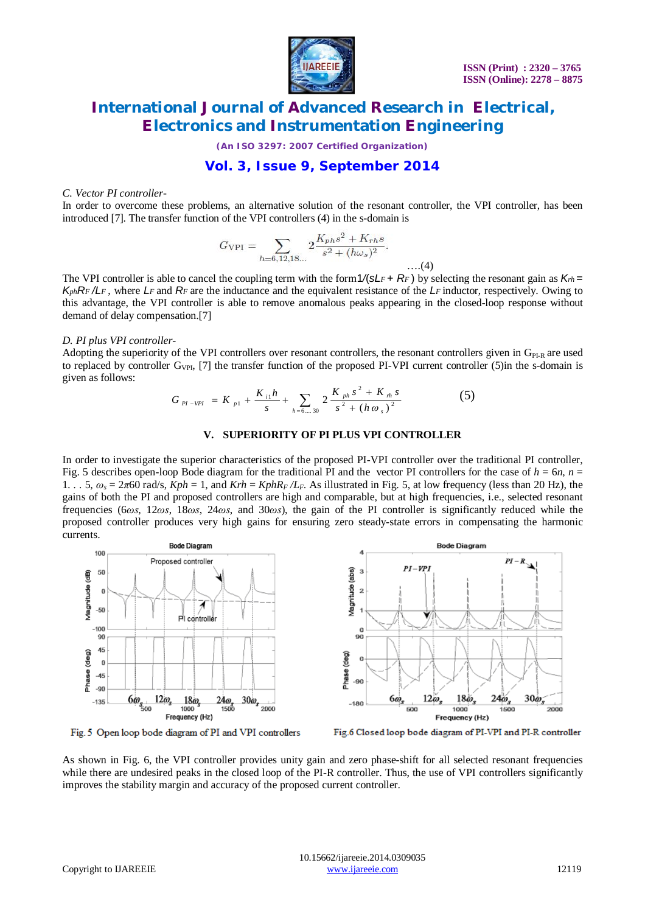*C. Vector PI controller-*

In order to overcome these problems, an alternative solution of the resonant controller, the VPI controller, has been introduced [7]. The transfer function of the VPI controllers (4) in the s-domain is

$$G_{\text{VPI}} = \sum_{h=6,12,18...} 2\frac{K_{ph}s^2 + K_{rh}s}{s^2 + (h\omega_s)^2}. \quad ....(4)$$

The VPI controller is able to cancel the coupling term with the form $1/(sL_F + R_F)$ by selecting the resonant gain as $K_{rh} = K_{ph}R_F/L_F$, where $L_F$ and $R_F$ are the inductance and the equivalent resistance of the $L_F$ inductor, respectively. Owing to this advantage, the VPI controller is able to remove anomalous peaks appearing in the closed-loop response without demand of delay compensation.[7]

*D. PI plus VPI controller-*

Adopting the superiority of the VPI controllers over resonant controllers, the resonant controllers given in $G_{PI\text{-}R}$ are used to replaced by controller $G_{VPI}$, [7] the transfer function of the proposed PI-VPI current controller (5)in the s-domain is given as follows:

$$G_{PI-VPI} = K_{p1} + \frac{K_{i1}h}{s} + \sum_{h=6....30} 2\frac{K_{ph}s^2 + K_{rh}s}{s^2 + (h\omega_s)^2} \quad (5)$$

## V. SUPERIORITY OF PI PLUS VPI CONTROLLER

In order to investigate the superior characteristics of the proposed PI-VPI controller over the traditional PI controller, Fig. 5 describes open-loop Bode diagram for the traditional PI and the vector PI controllers for the case of $h = 6n$, $n = 1...5$, $\omega_s = 2\pi 60$ rad/s, $Kph = 1$, and $Krh = KphR_F/L_F$. As illustrated in Fig. 5, at low frequency (less than 20 Hz), the gains of both the PI and proposed controllers are high and comparable, but at high frequencies, i.e., selected resonant frequencies ($6\omega s$, $12\omega s$, $18\omega s$, $24\omega s$, and $30\omega s$), the gain of the PI controller is significantly reduced while the proposed controller produces very high gains for ensuring zero steady-state errors in compensating the harmonic currents.

Fig. 5 Open loop bode diagram of PI and VPI controllers

Fig.6 Closed loop bode diagram of PI-VPI and PI-R controller

As shown in Fig. 6, the VPI controller provides unity gain and zero phase-shift for all selected resonant frequencies while there are undesired peaks in the closed loop of the PI-R controller. Thus, the use of VPI controllers significantly improves the stability margin and accuracy of the proposed current controller.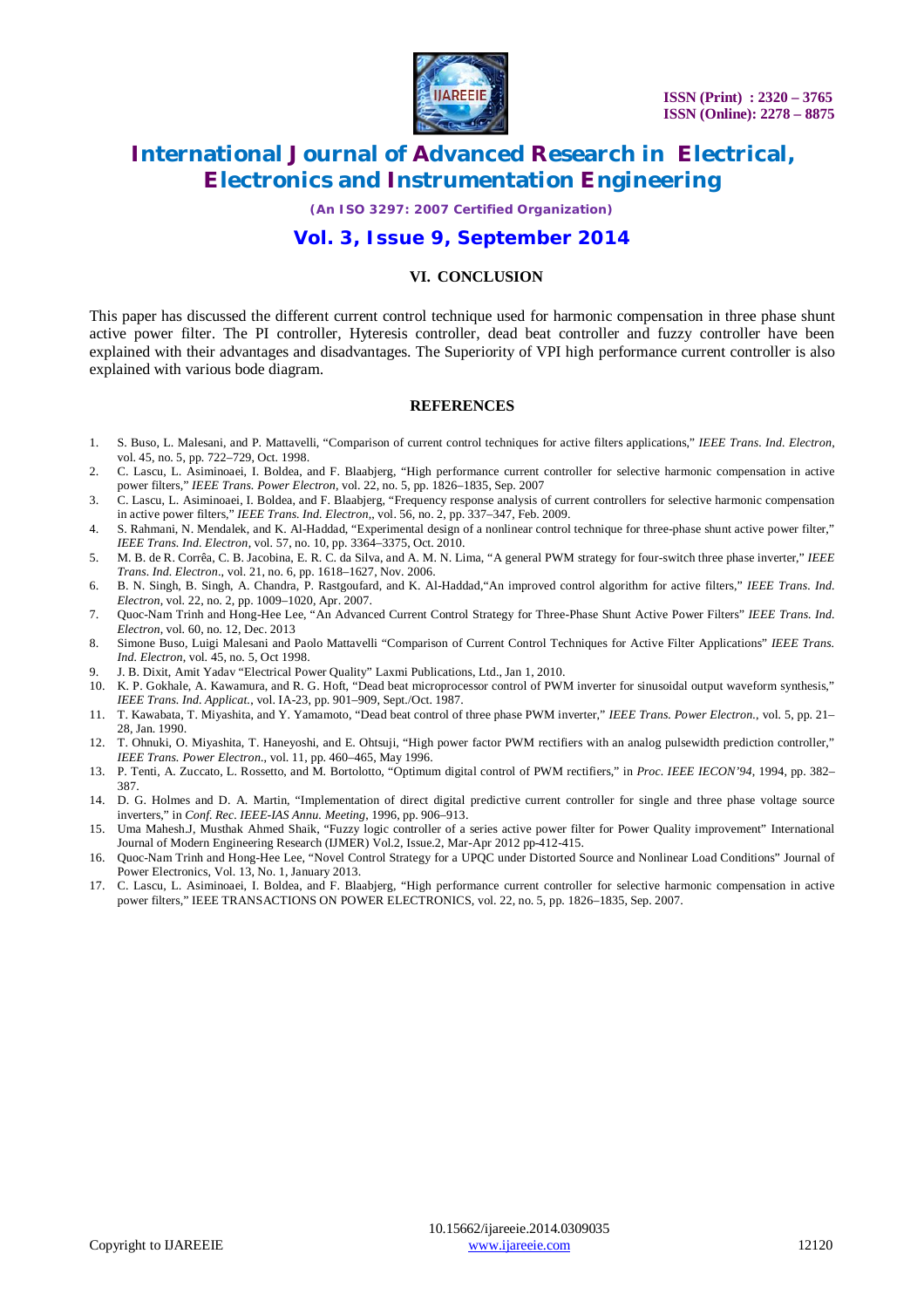## VI. CONCLUSION

This paper has discussed the different current control technique used for harmonic compensation in three phase shunt active power filter. The PI controller, Hyteresis controller, dead beat controller and fuzzy controller have been explained with their advantages and disadvantages. The Superiority of VPI high performance current controller is also explained with various bode diagram.

## REFERENCES

1. S. Buso, L. Malesani, and P. Mattavelli, "Comparison of current control techniques for active filters applications," *IEEE Trans. Ind. Electron*, vol. 45, no. 5, pp. 722–729, Oct. 1998.
2. C. Lascu, L. Asiminoaei, I. Boldea, and F. Blaabjerg, "High performance current controller for selective harmonic compensation in active power filters," *IEEE Trans. Power Electron*, vol. 22, no. 5, pp. 1826–1835, Sep. 2007
3. C. Lascu, L. Asiminoaei, I. Boldea, and F. Blaabjerg, "Frequency response analysis of current controllers for selective harmonic compensation in active power filters," *IEEE Trans. Ind. Electron*,, vol. 56, no. 2, pp. 337–347, Feb. 2009.
4. S. Rahmani, N. Mendalek, and K. Al-Haddad, "Experimental design of a nonlinear control technique for three-phase shunt active power filter," *IEEE Trans. Ind. Electron*, vol. 57, no. 10, pp. 3364–3375, Oct. 2010.
5. M. B. de R. Corrêa, C. B. Jacobina, E. R. C. da Silva, and A. M. N. Lima, "A general PWM strategy for four-switch three phase inverter," *IEEE Trans. Ind. Electron*., vol. 21, no. 6, pp. 1618–1627, Nov. 2006.
6. B. N. Singh, B. Singh, A. Chandra, P. Rastgoufard, and K. Al-Haddad,"An improved control algorithm for active filters," *IEEE Trans. Ind. Electron*, vol. 22, no. 2, pp. 1009–1020, Apr. 2007.
7. Quoc-Nam Trinh and Hong-Hee Lee, "An Advanced Current Control Strategy for Three-Phase Shunt Active Power Filters" *IEEE Trans. Ind. Electron*, vol. 60, no. 12, Dec. 2013
8. Simone Buso, Luigi Malesani and Paolo Mattavelli "Comparison of Current Control Techniques for Active Filter Applications" *IEEE Trans. Ind. Electron*, vol. 45, no. 5, Oct 1998.
9. J. B. Dixit, Amit Yadav "Electrical Power Quality" Laxmi Publications, Ltd., Jan 1, 2010.
10. K. P. Gokhale, A. Kawamura, and R. G. Hoft, "Dead beat microprocessor control of PWM inverter for sinusoidal output waveform synthesis," *IEEE Trans. Ind. Applicat.*, vol. IA-23, pp. 901–909, Sept./Oct. 1987.
11. T. Kawabata, T. Miyashita, and Y. Yamamoto, "Dead beat control of three phase PWM inverter," *IEEE Trans. Power Electron.*, vol. 5, pp. 21–28, Jan. 1990.
12. T. Ohnuki, O. Miyashita, T. Haneyoshi, and E. Ohtsuji, "High power factor PWM rectifiers with an analog pulsewidth prediction controller," *IEEE Trans. Power Electron.*, vol. 11, pp. 460–465, May 1996.
13. P. Tenti, A. Zuccato, L. Rossetto, and M. Bortolotto, "Optimum digital control of PWM rectifiers," in *Proc. IEEE IECON'94*, 1994, pp. 382–387.
14. D. G. Holmes and D. A. Martin, "Implementation of direct digital predictive current controller for single and three phase voltage source inverters," in *Conf. Rec. IEEE-IAS Annu. Meeting*, 1996, pp. 906–913.
15. Uma Mahesh.J, Musthak Ahmed Shaik, "Fuzzy logic controller of a series active power filter for Power Quality improvement" International Journal of Modern Engineering Research (IJMER) Vol.2, Issue.2, Mar-Apr 2012 pp-412-415.
16. Quoc-Nam Trinh and Hong-Hee Lee, "Novel Control Strategy for a UPQC under Distorted Source and Nonlinear Load Conditions" Journal of Power Electronics, Vol. 13, No. 1, January 2013.
17. C. Lascu, L. Asiminoaei, I. Boldea, and F. Blaabjerg, "High performance current controller for selective harmonic compensation in active power filters," IEEE TRANSACTIONS ON POWER ELECTRONICS, vol. 22, no. 5, pp. 1826–1835, Sep. 2007.